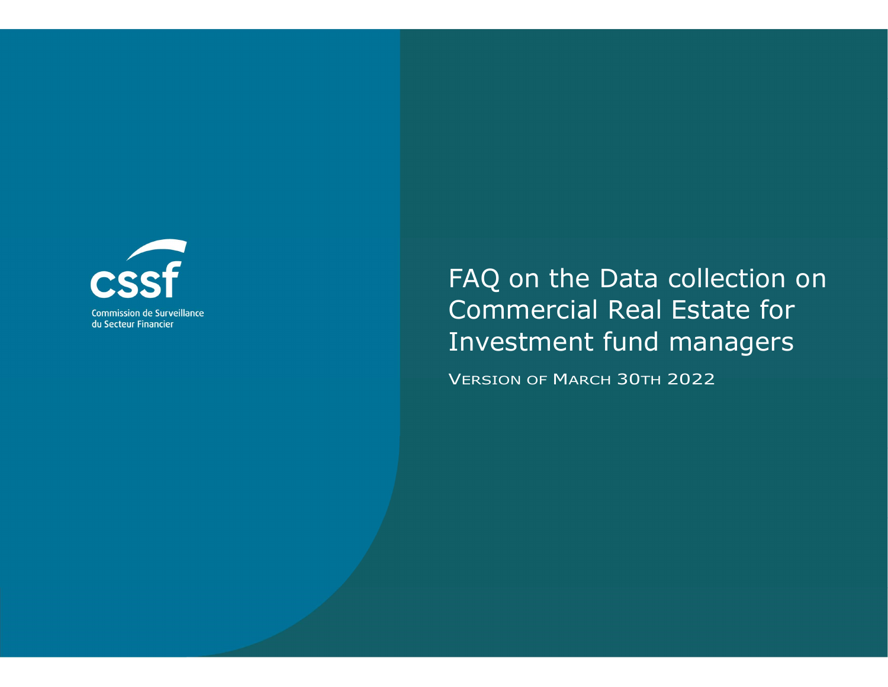cssf

Commission de Surveillance du Secteur Financier

# FAQ on the Data collection on Commercial Real Estate for Investment fund managers

VERSION OF MARCH 30TH 2022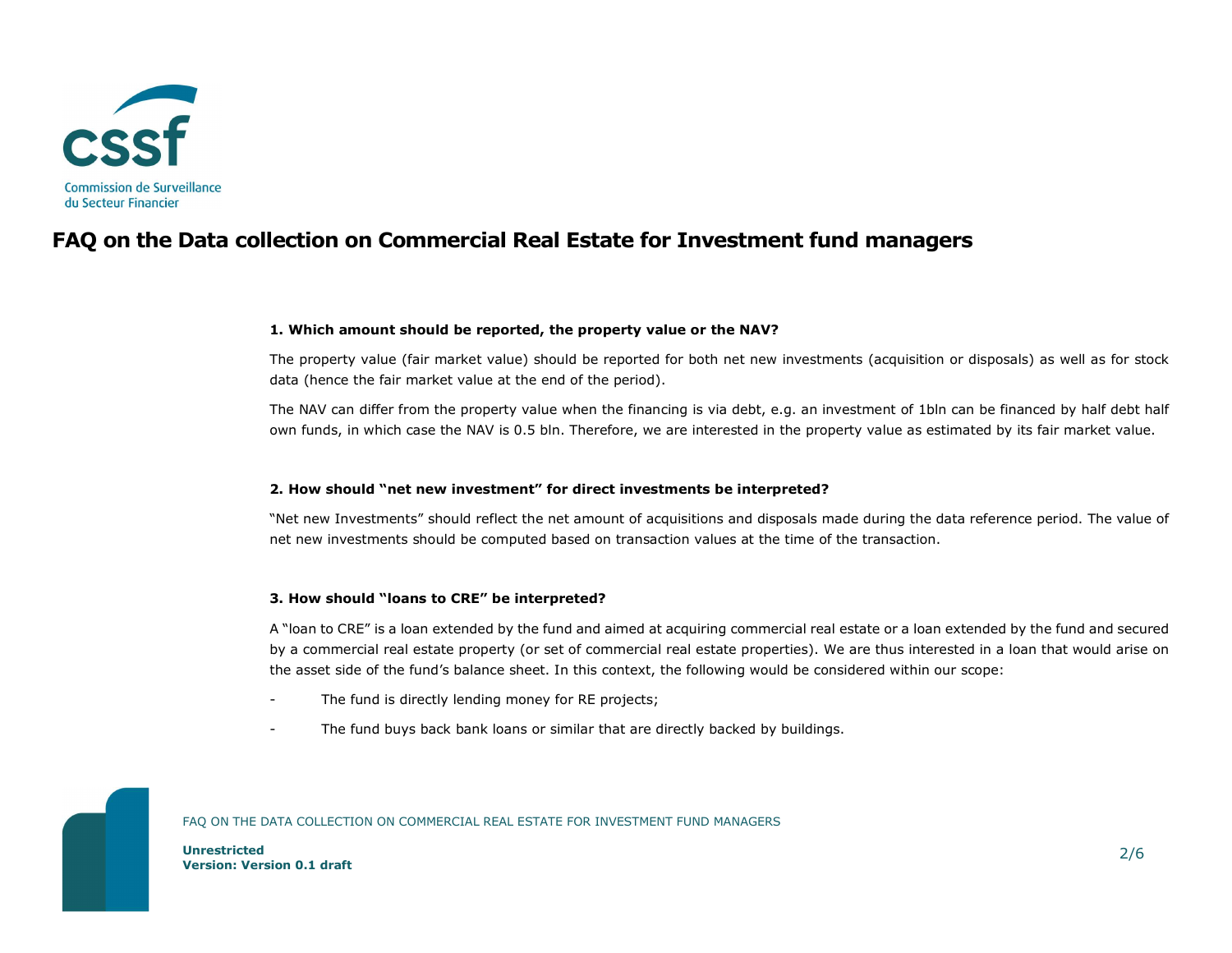# FAQ on the Data collection on Commercial Real Estate for Investment fund managers

**1. Which amount should be reported, the property value or the NAV?**

The property value (fair market value) should be reported for both net new investments (acquisition or disposals) as well as for stock data (hence the fair market value at the end of the period).

The NAV can differ from the property value when the financing is via debt, e.g. an investment of 1bln can be financed by half debt half own funds, in which case the NAV is 0.5 bln. Therefore, we are interested in the property value as estimated by its fair market value.

**2. How should "net new investment" for direct investments be interpreted?**

"Net new Investments" should reflect the net amount of acquisitions and disposals made during the data reference period. The value of net new investments should be computed based on transaction values at the time of the transaction.

**3. How should "loans to CRE" be interpreted?**

A "loan to CRE" is a loan extended by the fund and aimed at acquiring commercial real estate or a loan extended by the fund and secured by a commercial real estate property (or set of commercial real estate properties). We are thus interested in a loan that would arise on the asset side of the fund's balance sheet. In this context, the following would be considered within our scope:

- The fund is directly lending money for RE projects;
- The fund buys back bank loans or similar that are directly backed by buildings.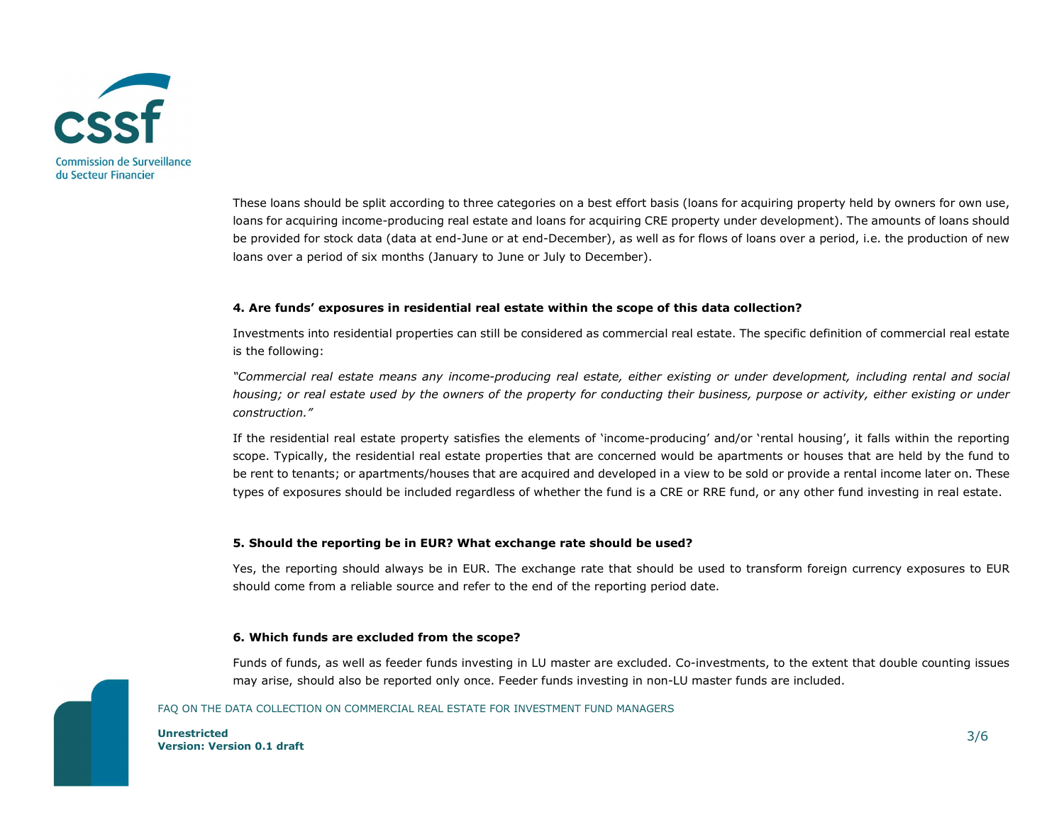These loans should be split according to three categories on a best effort basis (loans for acquiring property held by owners for own use, loans for acquiring income-producing real estate and loans for acquiring CRE property under development). The amounts of loans should be provided for stock data (data at end-June or at end-December), as well as for flows of loans over a period, i.e. the production of new loans over a period of six months (January to June or July to December).

**4. Are funds' exposures in residential real estate within the scope of this data collection?**

Investments into residential properties can still be considered as commercial real estate. The specific definition of commercial real estate is the following:

*"Commercial real estate means any income-producing real estate, either existing or under development, including rental and social housing; or real estate used by the owners of the property for conducting their business, purpose or activity, either existing or under construction."*

If the residential real estate property satisfies the elements of 'income-producing' and/or 'rental housing', it falls within the reporting scope. Typically, the residential real estate properties that are concerned would be apartments or houses that are held by the fund to be rent to tenants; or apartments/houses that are acquired and developed in a view to be sold or provide a rental income later on. These types of exposures should be included regardless of whether the fund is a CRE or RRE fund, or any other fund investing in real estate.

**5. Should the reporting be in EUR? What exchange rate should be used?**

Yes, the reporting should always be in EUR. The exchange rate that should be used to transform foreign currency exposures to EUR should come from a reliable source and refer to the end of the reporting period date.

**6. Which funds are excluded from the scope?**

Funds of funds, as well as feeder funds investing in LU master are excluded. Co-investments, to the extent that double counting issues may arise, should also be reported only once. Feeder funds investing in non-LU master funds are included.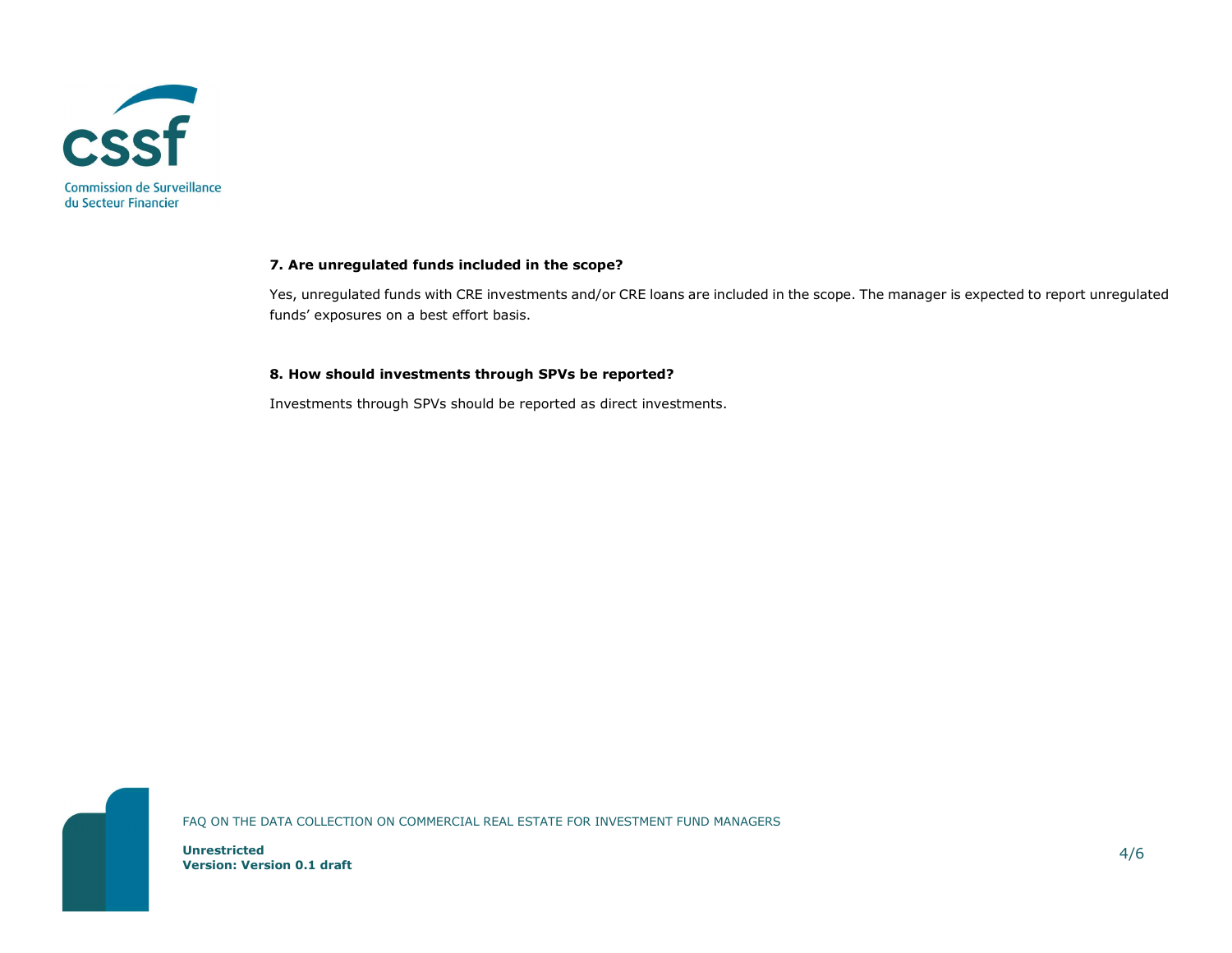**7. Are unregulated funds included in the scope?**

Yes, unregulated funds with CRE investments and/or CRE loans are included in the scope. The manager is expected to report unregulated funds' exposures on a best effort basis.

**8. How should investments through SPVs be reported?**

Investments through SPVs should be reported as direct investments.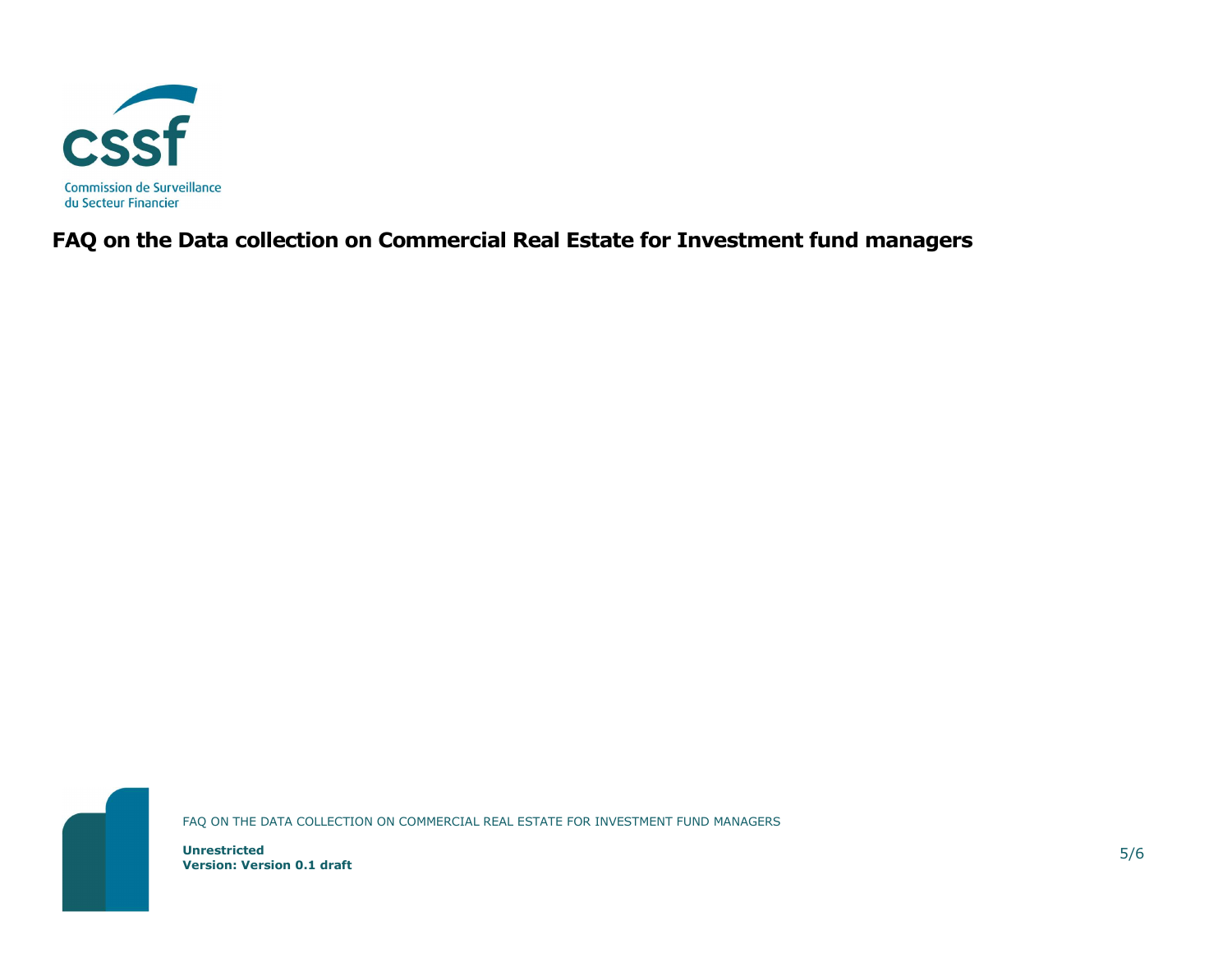**FAQ on the Data collection on Commercial Real Estate for Investment fund managers**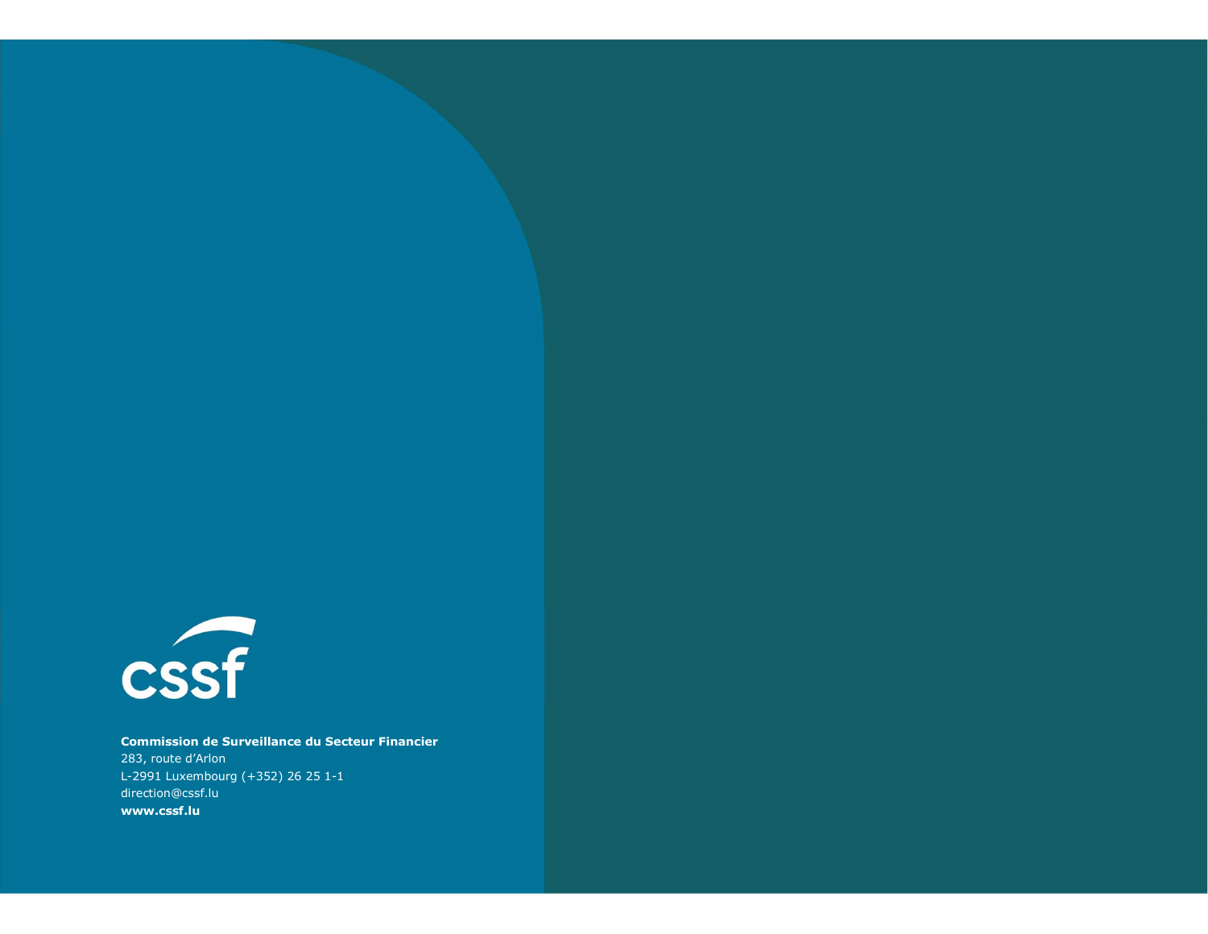cssf

**Commission de Surveillance du Secteur Financier**
283, route d'Arlon
L-2991 Luxembourg (+352) 26 25 1-1
direction@cssf.lu
**www.cssf.lu**